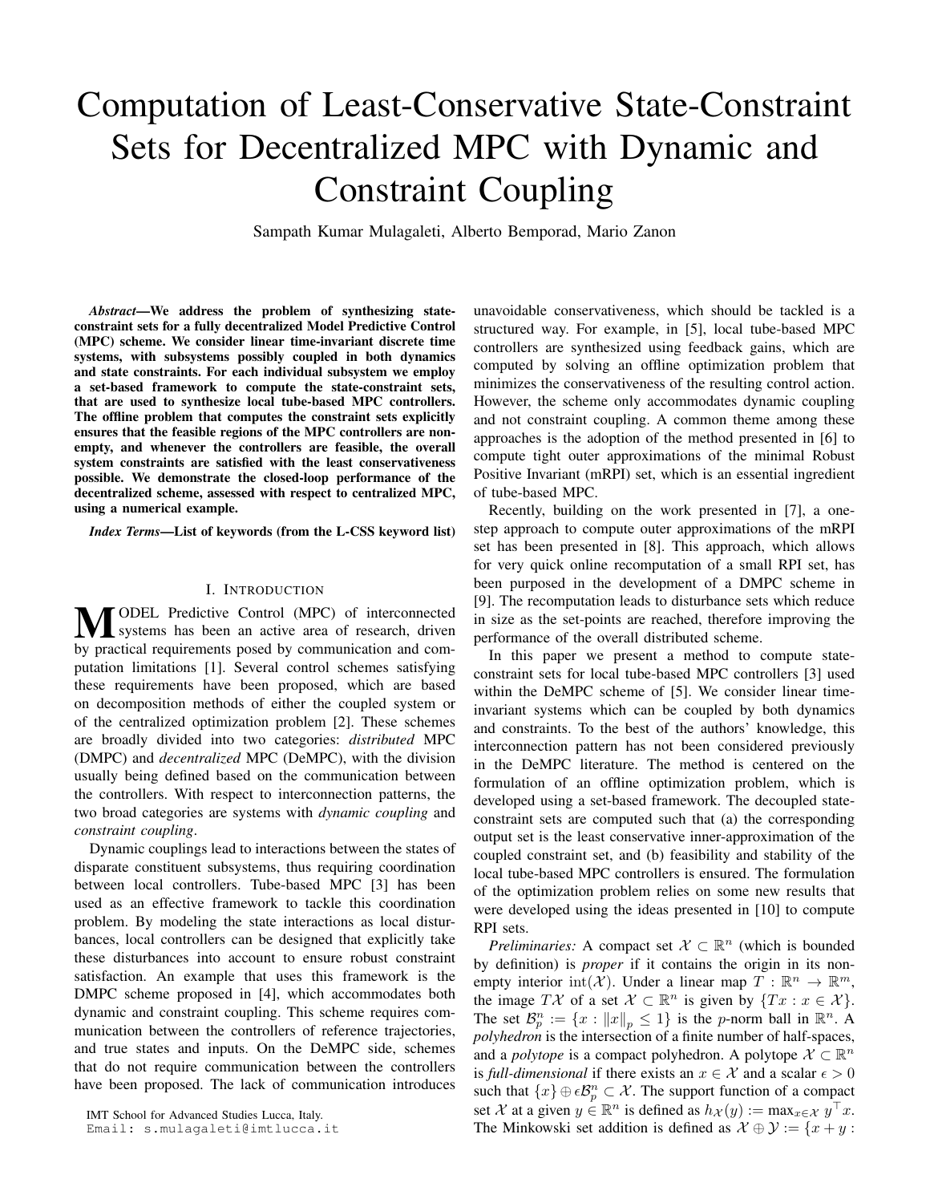# Computation of Least-Conservative State-Constraint Sets for Decentralized MPC with Dynamic and Constraint Coupling

Sampath Kumar Mulagaleti, Alberto Bemporad, Mario Zanon

***Abstract*—We address the problem of synthesizing state-constraint sets for a fully decentralized Model Predictive Control (MPC) scheme. We consider linear time-invariant discrete time systems, with subsystems possibly coupled in both dynamics and state constraints. For each individual subsystem we employ a set-based framework to compute the state-constraint sets, that are used to synthesize local tube-based MPC controllers. The offline problem that computes the constraint sets explicitly ensures that the feasible regions of the MPC controllers are non-empty, and whenever the controllers are feasible, the overall system constraints are satisfied with the least conservativeness possible. We demonstrate the closed-loop performance of the decentralized scheme, assessed with respect to centralized MPC, using a numerical example.**

***Index Terms*—List of keywords (from the L-CSS keyword list)**

## I. Introduction

Model Predictive Control (MPC) of interconnected systems has been an active area of research, driven by practical requirements posed by communication and computation limitations [1]. Several control schemes satisfying these requirements have been proposed, which are based on decomposition methods of either the coupled system or of the centralized optimization problem [2]. These schemes are broadly divided into two categories: *distributed* MPC (DMPC) and *decentralized* MPC (DeMPC), with the division usually being defined based on the communication between the controllers. With respect to interconnection patterns, the two broad categories are systems with *dynamic coupling* and *constraint coupling*.

Dynamic couplings lead to interactions between the states of disparate constituent subsystems, thus requiring coordination between local controllers. Tube-based MPC [3] has been used as an effective framework to tackle this coordination problem. By modeling the state interactions as local disturbances, local controllers can be designed that explicitly take these disturbances into account to ensure robust constraint satisfaction. An example that uses this framework is the DMPC scheme proposed in [4], which accommodates both dynamic and constraint coupling. This scheme requires communication between the controllers of reference trajectories, and true states and inputs. On the DeMPC side, schemes that do not require communication between the controllers have been proposed. The lack of communication introduces unavoidable conservativeness, which should be tackled is a structured way. For example, in [5], local tube-based MPC controllers are synthesized using feedback gains, which are computed by solving an offline optimization problem that minimizes the conservativeness of the resulting control action. However, the scheme only accommodates dynamic coupling and not constraint coupling. A common theme among these approaches is the adoption of the method presented in [6] to compute tight outer approximations of the minimal Robust Positive Invariant (mRPI) set, which is an essential ingredient of tube-based MPC.

Recently, building on the work presented in [7], a one-step approach to compute outer approximations of the mRPI set has been presented in [8]. This approach, which allows for very quick online recomputation of a small RPI set, has been purposed in the development of a DMPC scheme in [9]. The recomputation leads to disturbance sets which reduce in size as the set-points are reached, therefore improving the performance of the overall distributed scheme.

In this paper we present a method to compute state-constraint sets for local tube-based MPC controllers [3] used within the DeMPC scheme of [5]. We consider linear time-invariant systems which can be coupled by both dynamics and constraints. To the best of the authors' knowledge, this interconnection pattern has not been considered previously in the DeMPC literature. The method is centered on the formulation of an offline optimization problem, which is developed using a set-based framework. The decoupled state-constraint sets are computed such that (a) the corresponding output set is the least conservative inner-approximation of the coupled constraint set, and (b) feasibility and stability of the local tube-based MPC controllers is ensured. The formulation of the optimization problem relies on some new results that were developed using the ideas presented in [10] to compute RPI sets.

*Preliminaries:* A compact set $\mathcal{X} \subset \mathbb{R}^n$ (which is bounded by definition) is *proper* if it contains the origin in its non-empty interior $\text{int}(\mathcal{X})$. Under a linear map $T : \mathbb{R}^n \rightarrow \mathbb{R}^m$, the image $T\mathcal{X}$ of a set $\mathcal{X} \subset \mathbb{R}^n$ is given by $\{Tx : x \in \mathcal{X}\}$. The set $\mathcal{B}_p^n := \{x : \|x\|_p \leq 1\}$ is the $p$-norm ball in $\mathbb{R}^n$. A *polyhedron* is the intersection of a finite number of half-spaces, and a *polytope* is a compact polyhedron. A polytope $\mathcal{X} \subset \mathbb{R}^n$ is *full-dimensional* if there exists an $x \in \mathcal{X}$ and a scalar $\epsilon > 0$ such that $\{x\} \oplus \epsilon\mathcal{B}_p^n \subset \mathcal{X}$. The support function of a compact set $\mathcal{X}$ at a given $y \in \mathbb{R}^n$ is defined as $h_{\mathcal{X}}(y) := \max_{x \in \mathcal{X}} y^\top x$. The Minkowski set addition is defined as $\mathcal{X} \oplus \mathcal{Y} := \{x + y :$

IMT School for Advanced Studies Lucca, Italy.
Email: s.mulagaleti@imtlucca.it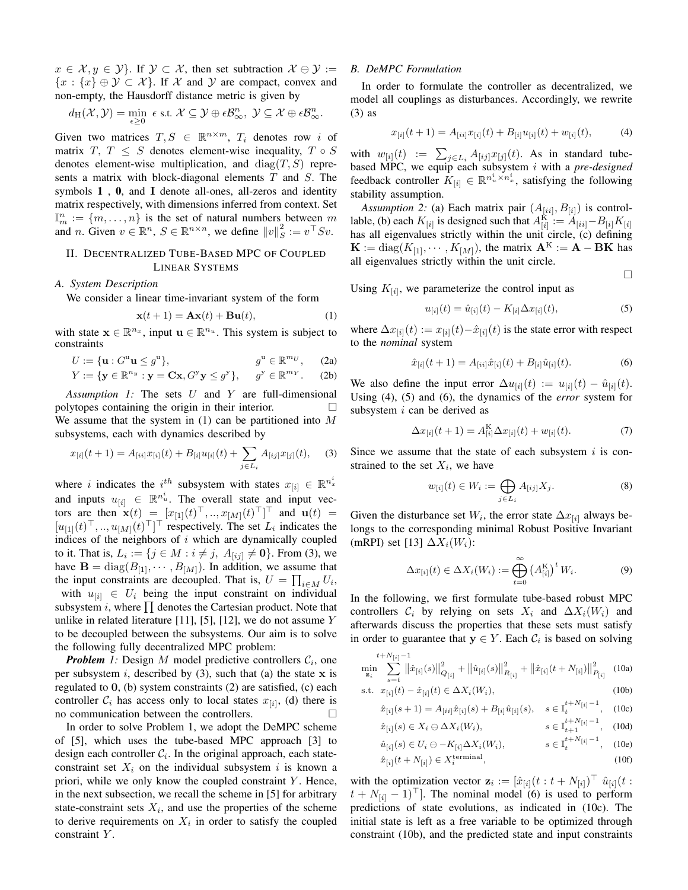$x \in \mathcal{X}, y \in \mathcal{Y}\}$. If $\mathcal{Y} \subset \mathcal{X}$, then set subtraction $\mathcal{X} \ominus \mathcal{Y} := \{x : \{x\} \oplus \mathcal{Y} \subset \mathcal{X}\}$. If $\mathcal{X}$ and $\mathcal{Y}$ are compact, convex and non-empty, the Hausdorff distance metric is given by

$$d_{\mathrm{H}}(\mathcal{X}, \mathcal{Y}) = \min_{\epsilon \geq 0} \ \epsilon \text{ s.t. } \mathcal{X} \subseteq \mathcal{Y} \oplus \epsilon \mathcal{B}_{\infty}^{n}, \ \mathcal{Y} \subseteq \mathcal{X} \oplus \epsilon \mathcal{B}_{\infty}^{n}.$$

Given two matrices $T, S \in \mathbb{R}^{n \times m}$, $T_i$ denotes row $i$ of matrix $T$, $T \leq S$ denotes element-wise inequality, $T \circ S$ denotes element-wise multiplication, and $\mathrm{diag}(T, S)$ represents a matrix with block-diagonal elements $T$ and $S$. The symbols $\mathbf{1}$ , $\mathbf{0}$, and $\mathbf{I}$ denote all-ones, all-zeros and identity matrix respectively, with dimensions inferred from context. Set $\mathbb{I}_m^n := \{m, \ldots, n\}$ is the set of natural numbers between $m$ and $n$. Given $v \in \mathbb{R}^n$, $S \in \mathbb{R}^{n \times n}$, we define $\|v\|_S^2 := v^\top S v$.

## II. Decentralized Tube-Based MPC of Coupled Linear Systems

### A. System Description

We consider a linear time-invariant system of the form

$$\mathbf{x}(t+1) = \mathbf{A}\mathbf{x}(t) + \mathbf{B}\mathbf{u}(t), \tag{1}$$

with state $\mathbf{x} \in \mathbb{R}^{n_x}$, input $\mathbf{u} \in \mathbb{R}^{n_u}$. This system is subject to constraints

$$U := \{\mathbf{u} : G^{\mathrm{u}}\mathbf{u} \leq g^{\mathrm{u}}\}, \qquad g^{\mathrm{u}} \in \mathbb{R}^{m_U}, \tag{2a}$$

$$Y := \{\mathbf{y} \in \mathbb{R}^{n_y} : \mathbf{y} = \mathbf{C}\mathbf{x}, G^{\mathrm{y}}\mathbf{y} \leq g^{\mathrm{y}}\}, \qquad g^{\mathrm{y}} \in \mathbb{R}^{m_Y}. \tag{2b}$$

*Assumption 1:* The sets $U$ and $Y$ are full-dimensional polytopes containing the origin in their interior. □

We assume that the system in (1) can be partitioned into $M$ subsystems, each with dynamics described by

$$x_{[i]}(t+1) = A_{[ii]}x_{[i]}(t) + B_{[i]}u_{[i]}(t) + \sum_{j \in L_i} A_{[ij]}x_{[j]}(t), \tag{3}$$

where $i$ indicates the $i^{th}$ subsystem with states $x_{[i]} \in \mathbb{R}^{n_x^i}$ and inputs $u_{[i]} \in \mathbb{R}^{n_u^i}$. The overall state and input vectors are then $\mathbf{x}(t) = [x_{[1]}(t)^\top, .., x_{[M]}(t)^\top]^\top$ and $\mathbf{u}(t) = [u_{[1]}(t)^\top, .., u_{[M]}(t)^\top]^\top$ respectively. The set $L_i$ indicates the indices of the neighbors of $i$ which are dynamically coupled to it. That is, $L_i := \{j \in M : i \neq j, \ A_{[ij]} \neq \mathbf{0}\}$. From (3), we have $\mathbf{B} = \mathrm{diag}(B_{[1]}, \cdots, B_{[M]})$. In addition, we assume that the input constraints are decoupled. That is, $U = \prod_{i \in M} U_i$, with $u_{[i]} \in U_i$ being the input constraint on individual subsystem $i$, where $\prod$ denotes the Cartesian product. Note that unlike in related literature [11], [5], [12], we do not assume $Y$ to be decoupled between the subsystems. Our aim is to solve the following fully decentralized MPC problem:

***Problem 1:*** Design $M$ model predictive controllers $\mathcal{C}_i$, one per subsystem $i$, described by (3), such that (a) the state $\mathbf{x}$ is regulated to $\mathbf{0}$, (b) system constraints (2) are satisfied, (c) each controller $\mathcal{C}_i$ has access only to local states $x_{[i]}$, (d) there is no communication between the controllers. □

In order to solve Problem 1, we adopt the DeMPC scheme of [5], which uses the tube-based MPC approach [3] to design each controller $\mathcal{C}_i$. In the original approach, each state-constraint set $X_i$ on the individual subsystem $i$ is known a priori, while we only know the coupled constraint $Y$. Hence, in the next subsection, we recall the scheme in [5] for arbitrary state-constraint sets $X_i$, and use the properties of the scheme to derive requirements on $X_i$ in order to satisfy the coupled constraint $Y$.

### B. DeMPC Formulation

In order to formulate the controller as decentralized, we model all couplings as disturbances. Accordingly, we rewrite (3) as

$$x_{[i]}(t+1) = A_{[ii]}x_{[i]}(t) + B_{[i]}u_{[i]}(t) + w_{[i]}(t), \tag{4}$$

with $w_{[i]}(t) := \sum_{j \in L_i} A_{[ij]}x_{[j]}(t)$. As in standard tube-based MPC, we equip each subsystem $i$ with a *pre-designed* feedback controller $K_{[i]} \in \mathbb{R}^{n_u^i \times n_x^i}$, satisfying the following stability assumption.

*Assumption 2:* (a) Each matrix pair $(A_{[ii]}, B_{[i]})$ is controllable, (b) each $K_{[i]}$ is designed such that $A_{[i]}^{\mathrm{K}} := A_{[ii]} - B_{[i]}K_{[i]}$ has all eigenvalues strictly within the unit circle, (c) defining $\mathbf{K} := \mathrm{diag}(K_{[1]}, \cdots, K_{[M]})$, the matrix $\mathbf{A}^{\mathrm{K}} := \mathbf{A} - \mathbf{B}\mathbf{K}$ has all eigenvalues strictly within the unit circle. □

Using $K_{[i]}$, we parameterize the control input as

$$u_{[i]}(t) = \hat{u}_{[i]}(t) - K_{[i]}\Delta x_{[i]}(t), \tag{5}$$

where $\Delta x_{[i]}(t) := x_{[i]}(t) - \hat{x}_{[i]}(t)$ is the state error with respect to the *nominal* system

$$\hat{x}_{[i]}(t+1) = A_{[ii]}\hat{x}_{[i]}(t) + B_{[i]}\hat{u}_{[i]}(t). \tag{6}$$

We also define the input error $\Delta u_{[i]}(t) := u_{[i]}(t) - \hat{u}_{[i]}(t)$. Using (4), (5) and (6), the dynamics of the *error* system for subsystem $i$ can be derived as

$$\Delta x_{[i]}(t+1) = A_{[i]}^{\mathrm{K}}\Delta x_{[i]}(t) + w_{[i]}(t). \tag{7}$$

Since we assume that the state of each subsystem $i$ is constrained to the set $X_i$, we have

$$w_{[i]}(t) \in W_i := \bigoplus_{j \in L_i} A_{[ij]}X_j. \tag{8}$$

Given the disturbance set $W_i$, the error state $\Delta x_{[i]}$ always belongs to the corresponding minimal Robust Positive Invariant (mRPI) set [13] $\Delta X_i(W_i)$:

$$\Delta x_{[i]}(t) \in \Delta X_i(W_i) := \bigoplus_{t=0}^{\infty} \left(A_{[i]}^{\mathrm{K}}\right)^t W_i. \tag{9}$$

In the following, we first formulate tube-based robust MPC controllers $\mathcal{C}_i$ by relying on sets $X_i$ and $\Delta X_i(W_i)$ and afterwards discuss the properties that these sets must satisfy in order to guarantee that $\mathbf{y} \in Y$. Each $\mathcal{C}_i$ is based on solving

$$\min_{\mathbf{z}_i} \sum_{s=t}^{t+N_{[i]}-1} \left\|\hat{x}_{[i]}(s)\right\|_{Q_{[i]}}^2 + \left\|\hat{u}_{[i]}(s)\right\|_{R_{[i]}}^2 + \left\|\hat{x}_{[i]}(t+N_{[i]})\right\|_{P_{[i]}}^2 \tag{10a}$$

$$\text{s.t.} \ \ x_{[i]}(t) - \hat{x}_{[i]}(t) \in \Delta X_i(W_i), \tag{10b}$$

$$\hat{x}_{[i]}(s+1) = A_{[ii]}\hat{x}_{[i]}(s) + B_{[i]}\hat{u}_{[i]}(s), \quad s \in \mathbb{I}_t^{t+N_{[i]}-1}, \tag{10c}$$

$$\hat{x}_{[i]}(s) \in X_i \ominus \Delta X_i(W_i), \quad s \in \mathbb{I}_{t+1}^{t+N_{[i]}-1}, \tag{10d}$$

$$\hat{u}_{[i]}(s) \in U_i \ominus -K_{[i]}\Delta X_i(W_i), \quad s \in \mathbb{I}_t^{t+N_{[i]}-1}, \tag{10e}$$

$$\hat{x}_{[i]}(t+N_{[i]}) \in X_i^{\mathrm{terminal}}, \tag{10f}$$

with the optimization vector $\mathbf{z}_i := [\hat{x}_{[i]}(t:t+N_{[i]})^\top \ \hat{u}_{[i]}(t:t+N_{[i]}-1)^\top]$. The nominal model (6) is used to perform predictions of state evolutions, as indicated in (10c). The initial state is left as a free variable to be optimized through constraint (10b), and the predicted state and input constraints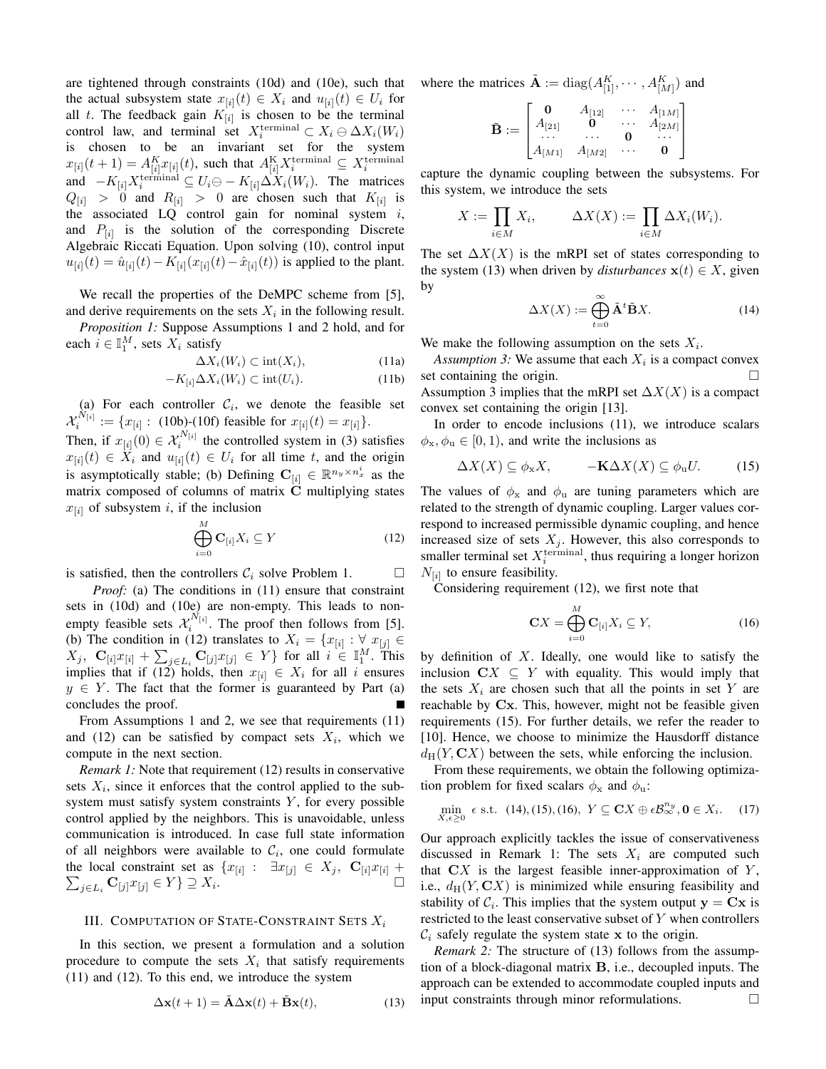are tightened through constraints (10d) and (10e), such that the actual subsystem state $x_{[i]}(t) \in X_i$ and $u_{[i]}(t) \in U_i$ for all $t$. The feedback gain $K_{[i]}$ is chosen to be the terminal control law, and terminal set $X_i^{\text{terminal}} \subset X_i \ominus \Delta X_i(W_i)$ is chosen to be an invariant set for the system $x_{[i]}(t+1) = A_{[i]}^K x_{[i]}(t)$, such that $A_{[i]}^K X_i^{\text{terminal}} \subseteq X_i^{\text{terminal}}$ and $-K_{[i]} X_i^{\text{terminal}} \subseteq U_i \ominus - K_{[i]} \Delta X_i(W_i)$. The matrices $Q_{[i]} > 0$ and $R_{[i]} > 0$ are chosen such that $K_{[i]}$ is the associated LQ control gain for nominal system $i$, and $P_{[i]}$ is the solution of the corresponding Discrete Algebraic Riccati Equation. Upon solving (10), control input $u_{[i]}(t) = \hat{u}_{[i]}(t) - K_{[i]}(x_{[i]}(t) - \hat{x}_{[i]}(t))$ is applied to the plant.

We recall the properties of the DeMPC scheme from [5], and derive requirements on the sets $X_i$ in the following result.

*Proposition 1:* Suppose Assumptions 1 and 2 hold, and for each $i \in \mathbb{I}_1^M$, sets $X_i$ satisfy

$$\Delta X_i(W_i) \subset \text{int}(X_i), \tag{11a}$$

$$-K_{[i]} \Delta X_i(W_i) \subset \text{int}(U_i). \tag{11b}$$

(a) For each controller $\mathcal{C}_i$, we denote the feasible set $\mathcal{X}_i^{N_{[i]}} := \{x_{[i]} : \text{ (10b)-(10f) feasible for } x_{[i]}(t) = x_{[i]}\}$. Then, if $x_{[i]}(0) \in \mathcal{X}_i^{N_{[i]}}$ the controlled system in (3) satisfies $x_{[i]}(t) \in X_i$ and $u_{[i]}(t) \in U_i$ for all time $t$, and the origin is asymptotically stable; (b) Defining $\mathbf{C}_{[i]} \in \mathbb{R}^{n_y \times n_x^i}$ as the matrix composed of columns of matrix $\mathbf{C}$ multiplying states $x_{[i]}$ of subsystem $i$, if the inclusion

$$\bigoplus_{i=0}^{M} \mathbf{C}_{[i]} X_i \subseteq Y \tag{12}$$

is satisfied, then the controllers $\mathcal{C}_i$ solve Problem 1. $\square$

*Proof:* (a) The conditions in (11) ensure that constraint sets in (10d) and (10e) are non-empty. This leads to non-empty feasible sets $\mathcal{X}_i^{N_{[i]}}$. The proof then follows from [5]. (b) The condition in (12) translates to $X_i = \{x_{[i]} : \forall\, x_{[j]} \in X_j,\ \mathbf{C}_{[i]} x_{[i]} + \sum_{j \in L_i} \mathbf{C}_{[j]} x_{[j]} \in Y\}$ for all $i \in \mathbb{I}_1^M$. This implies that if (12) holds, then $x_{[i]} \in X_i$ for all $i$ ensures $y \in Y$. The fact that the former is guaranteed by Part (a) concludes the proof. ∎

From Assumptions 1 and 2, we see that requirements (11) and (12) can be satisfied by compact sets $X_i$, which we compute in the next section.

*Remark 1:* Note that requirement (12) results in conservative sets $X_i$, since it enforces that the control applied to the subsystem must satisfy system constraints $Y$, for every possible control applied by the neighbors. This is unavoidable, unless communication is introduced. In case full state information of all neighbors were available to $\mathcal{C}_i$, one could formulate the local constraint set as $\{x_{[i]} : \exists x_{[j]} \in X_j,\ \mathbf{C}_{[i]} x_{[i]} + \sum_{j \in L_i} \mathbf{C}_{[j]} x_{[j]} \in Y\} \supseteq X_i$. $\square$

## III. Computation of State-Constraint Sets $X_i$

In this section, we present a formulation and a solution procedure to compute the sets $X_i$ that satisfy requirements (11) and (12). To this end, we introduce the system

$$\Delta \mathbf{x}(t+1) = \tilde{\mathbf{A}} \Delta \mathbf{x}(t) + \tilde{\mathbf{B}} \mathbf{x}(t), \tag{13}$$

where the matrices $\tilde{\mathbf{A}} := \text{diag}(A_{[1]}^K, \cdots, A_{[M]}^K)$ and

$$\tilde{\mathbf{B}} := \begin{bmatrix} \mathbf{0} & A_{[12]} & \cdots & A_{[1M]} \\ A_{[21]} & \mathbf{0} & \cdots & A_{[2M]} \\ \cdots & \cdots & \mathbf{0} & \cdots \\ A_{[M1]} & A_{[M2]} & \cdots & \mathbf{0} \end{bmatrix}$$

capture the dynamic coupling between the subsystems. For this system, we introduce the sets

$$X := \prod_{i \in M} X_i, \qquad \Delta X(X) := \prod_{i \in M} \Delta X_i(W_i).$$

The set $\Delta X(X)$ is the mRPI set of states corresponding to the system (13) when driven by *disturbances* $\mathbf{x}(t) \in X$, given by

$$\Delta X(X) := \bigoplus_{t=0}^{\infty} \tilde{\mathbf{A}}^t \tilde{\mathbf{B}} X. \tag{14}$$

We make the following assumption on the sets $X_i$.

*Assumption 3:* We assume that each $X_i$ is a compact convex set containing the origin. $\square$

Assumption 3 implies that the mRPI set $\Delta X(X)$ is a compact convex set containing the origin [13].

In order to encode inclusions (11), we introduce scalars $\phi_{\text{x}}, \phi_{\text{u}} \in [0, 1)$, and write the inclusions as

$$\Delta X(X) \subseteq \phi_{\text{x}} X, \qquad -\mathbf{K} \Delta X(X) \subseteq \phi_{\text{u}} U. \tag{15}$$

The values of $\phi_{\text{x}}$ and $\phi_{\text{u}}$ are tuning parameters which are related to the strength of dynamic coupling. Larger values correspond to increased permissible dynamic coupling, and hence increased size of sets $X_j$. However, this also corresponds to smaller terminal set $X_i^{\text{terminal}}$, thus requiring a longer horizon $N_{[i]}$ to ensure feasibility.

Considering requirement (12), we first note that

$$\mathbf{C} X = \bigoplus_{i=0}^{M} \mathbf{C}_{[i]} X_i \subseteq Y, \tag{16}$$

by definition of $X$. Ideally, one would like to satisfy the inclusion $\mathbf{C} X \subseteq Y$ with equality. This would imply that the sets $X_i$ are chosen such that all the points in set $Y$ are reachable by $\mathbf{C}\mathbf{x}$. This, however, might not be feasible given requirements (15). For further details, we refer the reader to [10]. Hence, we choose to minimize the Hausdorff distance $d_{\text{H}}(Y, \mathbf{C}X)$ between the sets, while enforcing the inclusion.

From these requirements, we obtain the following optimization problem for fixed scalars $\phi_{\text{x}}$ and $\phi_{\text{u}}$:

$$\min_{X, \epsilon \geq 0}\ \epsilon \text{ s.t. } (14), (15), (16),\ Y \subseteq \mathbf{C}X \oplus \epsilon \mathcal{B}_{\infty}^{n_y}, \mathbf{0} \in X_i. \tag{17}$$

Our approach explicitly tackles the issue of conservativeness discussed in Remark 1: The sets $X_i$ are computed such that $\mathbf{C}X$ is the largest feasible inner-approximation of $Y$, i.e., $d_{\text{H}}(Y, \mathbf{C}X)$ is minimized while ensuring feasibility and stability of $\mathcal{C}_i$. This implies that the system output $\mathbf{y} = \mathbf{C}\mathbf{x}$ is restricted to the least conservative subset of $Y$ when controllers $\mathcal{C}_i$ safely regulate the system state $\mathbf{x}$ to the origin.

*Remark 2:* The structure of (13) follows from the assumption of a block-diagonal matrix $\mathbf{B}$, i.e., decoupled inputs. The approach can be extended to accommodate coupled inputs and input constraints through minor reformulations. $\square$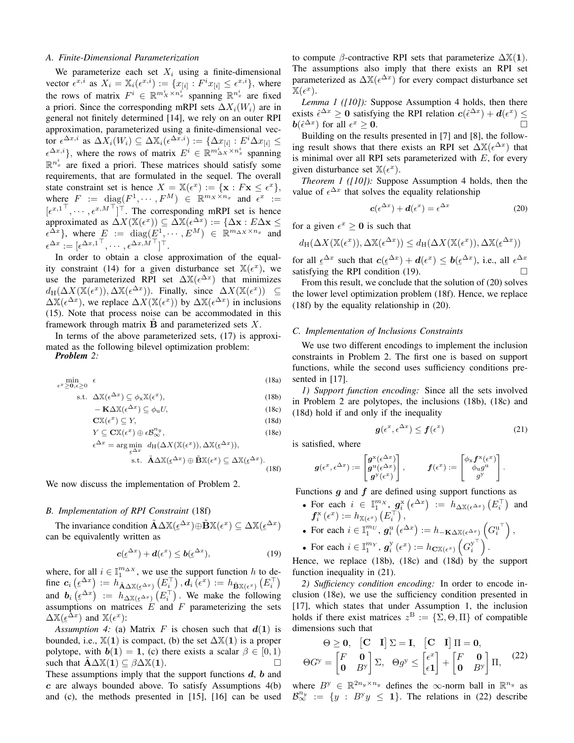### A. Finite-Dimensional Parameterization

We parameterize each set $X_i$ using a finite-dimensional vector $\epsilon^{x,i}$ as $X_i = \mathbb{X}_i(\epsilon^{x,i}) := \{x_{[i]} : F^i x_{[i]} \leq \epsilon^{x,i}\}$, where the rows of matrix $F^i \in \mathbb{R}^{m_X^i \times n_x^i}$ spanning $\mathbb{R}^{n_x^i}$ are fixed a priori. Since the corresponding mRPI sets $\Delta X_i(W_i)$ are in general not finitely determined [14], we rely on an outer RPI approximation, parameterized using a finite-dimensional vector $\epsilon^{\Delta x,i}$ as $\Delta X_i(W_i) \subseteq \Delta\mathbb{X}_i(\epsilon^{\Delta x,i}) := \{\Delta x_{[i]} : E^i \Delta x_{[i]} \leq \epsilon^{\Delta x,i}\}$, where the rows of matrix $E^i \in \mathbb{R}^{m_{\Delta X}^i \times n_x^i}$ spanning $\mathbb{R}^{n_x^i}$ are fixed a priori. These matrices should satisfy some requirements, that are formulated in the sequel. The overall state constraint set is hence $X = \mathbb{X}(\epsilon^x) := \{\mathbf{x} : F\mathbf{x} \leq \epsilon^x\}$, where $F := \mathrm{diag}(F^1, \cdots, F^M) \in \mathbb{R}^{m_X \times n_x}$ and $\epsilon^x := [\epsilon^{x,1^\top}, \cdots, \epsilon^{x,M^\top}]^\top$. The corresponding mRPI set is hence approximated as $\Delta X(\mathbb{X}(\epsilon^x)) \subseteq \Delta\mathbb{X}(\epsilon^{\Delta x}) := \{\Delta\mathbf{x} : E\Delta\mathbf{x} \leq \epsilon^{\Delta x}\}$, where $E := \mathrm{diag}(E^1, \cdots, E^M) \in \mathbb{R}^{m_{\Delta X} \times n_x}$ and $\epsilon^{\Delta x} := [\epsilon^{\Delta x,1^\top}, \cdots, \epsilon^{\Delta x,M^\top}]^\top$.

In order to obtain a close approximation of the equality constraint (14) for a given disturbance set $\mathbb{X}(\epsilon^x)$, we use the parameterized RPI set $\Delta\mathbb{X}(\epsilon^{\Delta x})$ that minimizes $d_{\mathrm{H}}(\Delta X(\mathbb{X}(\epsilon^x)), \Delta\mathbb{X}(\epsilon^{\Delta x}))$. Finally, since $\Delta X(\mathbb{X}(\epsilon^x)) \subseteq \Delta\mathbb{X}(\epsilon^{\Delta x})$, we replace $\Delta X(\mathbb{X}(\epsilon^x))$ by $\Delta\mathbb{X}(\epsilon^{\Delta x})$ in inclusions (15). Note that process noise can be accommodated in this framework through matrix $\tilde{\mathbf{B}}$ and parameterized sets $X$.

In terms of the above parameterized sets, (17) is approximated as the following bilevel optimization problem:

***Problem 2:***

$$
\begin{aligned}
\min_{\epsilon^x \geq \mathbf{0}, \epsilon \geq 0} \quad & \epsilon && \text{(18a)}\\
\text{s.t.} \quad & \Delta\mathbb{X}(\epsilon^{\Delta x}) \subseteq \phi_{\mathrm{x}}\mathbb{X}(\epsilon^x), && \text{(18b)}\\
& -\mathbf{K}\Delta\mathbb{X}(\epsilon^{\Delta x}) \subseteq \phi_{\mathrm{u}}U, && \text{(18c)}\\
& \mathbf{C}\mathbb{X}(\epsilon^x) \subseteq Y, && \text{(18d)}\\
& Y \subseteq \mathbf{C}\mathbb{X}(\epsilon^x) \oplus \epsilon\mathcal{B}_\infty^{n_y}, && \text{(18e)}\\
& \epsilon^{\Delta x} = \arg\min_{\underline{\epsilon}^{\Delta x}} \; d_{\mathrm{H}}(\Delta X(\mathbb{X}(\epsilon^x)), \Delta\mathbb{X}(\underline{\epsilon}^{\Delta x})),\\
& \qquad\qquad \text{s.t.} \;\; \tilde{\mathbf{A}}\Delta\mathbb{X}(\underline{\epsilon}^{\Delta x}) \oplus \tilde{\mathbf{B}}\mathbb{X}(\epsilon^x) \subseteq \Delta\mathbb{X}(\underline{\epsilon}^{\Delta x}). && \text{(18f)}
\end{aligned}
$$

We now discuss the implementation of Problem 2.

### B. Implementation of RPI Constraint (18f)

The invariance condition $\tilde{\mathbf{A}}\Delta\mathbb{X}(\underline{\epsilon}^{\Delta x}) \oplus \tilde{\mathbf{B}}\mathbb{X}(\epsilon^x) \subseteq \Delta\mathbb{X}(\underline{\epsilon}^{\Delta x})$ can be equivalently written as

$$
\boldsymbol{c}(\underline{\epsilon}^{\Delta x}) + \boldsymbol{d}(\epsilon^x) \leq \boldsymbol{b}(\underline{\epsilon}^{\Delta x}), \tag{19}
$$

where, for all $i \in \mathbb{I}_1^{m_{\Delta X}}$, we use the support function $h$ to define $\boldsymbol{c}_i(\underline{\epsilon}^{\Delta x}) := h_{\tilde{\mathbf{A}}\Delta\mathbb{X}(\underline{\epsilon}^{\Delta x})}(E_i^\top)$, $\boldsymbol{d}_i(\epsilon^x) := h_{\tilde{\mathbf{B}}\mathbb{X}(\epsilon^x)}(E_i^\top)$ and $\boldsymbol{b}_i(\underline{\epsilon}^{\Delta x}) := h_{\Delta\mathbb{X}(\underline{\epsilon}^{\Delta x})}(E_i^\top)$. We make the following assumptions on matrices $E$ and $F$ parameterizing the sets $\Delta\mathbb{X}(\underline{\epsilon}^{\Delta x})$ and $\mathbb{X}(\epsilon^x)$:

*Assumption 4:* (a) Matrix $F$ is chosen such that $\boldsymbol{d}(\mathbf{1})$ is bounded, i.e., $\mathbb{X}(\mathbf{1})$ is compact, (b) the set $\Delta\mathbb{X}(\mathbf{1})$ is a proper polytope, with $\boldsymbol{b}(\mathbf{1}) = \mathbf{1}$, (c) there exists a scalar $\beta \in [0, 1)$ such that $\tilde{\mathbf{A}}\Delta\mathbb{X}(\mathbf{1}) \subseteq \beta\Delta\mathbb{X}(\mathbf{1})$. □

These assumptions imply that the support functions $\boldsymbol{d}$, $\boldsymbol{b}$ and $\boldsymbol{c}$ are always bounded above. To satisfy Assumptions 4(b) and (c), the methods presented in [15], [16] can be used to compute $\beta$-contractive RPI sets that parameterize $\Delta\mathbb{X}(\mathbf{1})$. The assumptions also imply that there exists an RPI set parameterized as $\Delta\mathbb{X}(\epsilon^{\Delta x})$ for every compact disturbance set $\mathbb{X}(\epsilon^x)$.

*Lemma 1 ([10]):* Suppose Assumption 4 holds, then there exists $\hat{\epsilon}^{\Delta x} \geq \mathbf{0}$ satisfying the RPI relation $\boldsymbol{c}(\hat{\epsilon}^{\Delta x}) + \boldsymbol{d}(\epsilon^x) \leq \boldsymbol{b}(\hat{\epsilon}^{\Delta x})$ for all $\epsilon^x \geq \mathbf{0}$. □

Building on the results presented in [7] and [8], the following result shows that there exists an RPI set $\Delta\mathbb{X}(\epsilon^{\Delta x})$ that is minimal over all RPI sets parameterized with $E$, for every given disturbance set $\mathbb{X}(\epsilon^x)$.

*Theorem 1 ([10]):* Suppose Assumption 4 holds, then the value of $\epsilon^{\Delta x}$ that solves the equality relationship

$$
\boldsymbol{c}(\epsilon^{\Delta x}) + \boldsymbol{d}(\epsilon^x) = \epsilon^{\Delta x} \tag{20}
$$

for a given $\epsilon^x \geq \mathbf{0}$ is such that

$$
d_{\mathrm{H}}(\Delta X(\mathbb{X}(\epsilon^x)), \Delta\mathbb{X}(\epsilon^{\Delta x})) \leq d_{\mathrm{H}}(\Delta X(\mathbb{X}(\epsilon^x)), \Delta\mathbb{X}(\underline{\epsilon}^{\Delta x}))
$$

for all $\underline{\epsilon}^{\Delta x}$ such that $\boldsymbol{c}(\underline{\epsilon}^{\Delta x}) + \boldsymbol{d}(\epsilon^x) \leq \boldsymbol{b}(\underline{\epsilon}^{\Delta x})$, i.e., all $\epsilon^{\Delta x}$ satisfying the RPI condition (19). □

From this result, we conclude that the solution of (20) solves the lower level optimization problem (18f). Hence, we replace (18f) by the equality relationship in (20).

### C. Implementation of Inclusions Constraints

We use two different encodings to implement the inclusion constraints in Problem 2. The first one is based on support functions, while the second uses sufficiency conditions presented in [17].

*1) Support function encoding:* Since all the sets involved in Problem 2 are polytopes, the inclusions (18b), (18c) and (18d) hold if and only if the inequality

$$
\boldsymbol{g}(\epsilon^x, \epsilon^{\Delta x}) \leq \boldsymbol{f}(\epsilon^x) \tag{21}
$$

is satisfied, where

$$
\boldsymbol{g}(\epsilon^x, \epsilon^{\Delta x}) := \begin{bmatrix} \boldsymbol{g}^{\mathrm{x}}(\epsilon^{\Delta x}) \\ \boldsymbol{g}^{\mathrm{u}}(\epsilon^{\Delta x}) \\ \boldsymbol{g}^{\mathrm{y}}(\epsilon^x) \end{bmatrix}, \qquad \boldsymbol{f}(\epsilon^x) := \begin{bmatrix} \phi_{\mathrm{x}}\boldsymbol{f}^{\mathrm{x}}(\epsilon^x) \\ \phi_{\mathrm{u}} g^{\mathrm{u}} \\ g^{\mathrm{y}} \end{bmatrix}.
$$

Functions $\boldsymbol{g}$ and $\boldsymbol{f}$ are defined using support functions as

- For each $i \in \mathbb{I}_1^{m_X}$, $\boldsymbol{g}_i^{\mathrm{x}}(\epsilon^{\Delta x}) := h_{\Delta\mathbb{X}(\epsilon^{\Delta x})}(E_i^\top)$ and $\boldsymbol{f}_i^{\mathrm{x}}(\epsilon^x) := h_{\mathbb{X}(\epsilon^x)}(E_i^\top)$,
- For each $i \in \mathbb{I}_1^{m_U}$, $\boldsymbol{g}_i^{\mathrm{u}}(\epsilon^{\Delta x}) := h_{-\mathbf{K}\Delta\mathbb{X}(\epsilon^{\Delta x})}(G_i^{\mathrm{u}^\top})$,
- For each $i \in \mathbb{I}_1^{m_Y}$, $\boldsymbol{g}_i^{\mathrm{y}}(\epsilon^x) := h_{\mathbf{C}\mathbb{X}(\epsilon^x)}(G_i^{\mathrm{y}^\top})$.

Hence, we replace (18b), (18c) and (18d) by the support function inequality in (21).

*2) Sufficiency condition encoding:* In order to encode inclusion (18e), we use the sufficiency condition presented in [17], which states that under Assumption 1, the inclusion holds if there exist matrices $z^{\mathrm{B}} := \{\Sigma, \Theta, \Pi\}$ of compatible dimensions such that

$$
\begin{gathered}
\Theta \geq \mathbf{0}, \quad \begin{bmatrix} \mathbf{C} & \mathbf{I} \end{bmatrix}\Sigma = \mathbf{I}, \quad \begin{bmatrix} \mathbf{C} & \mathbf{I} \end{bmatrix}\Pi = \mathbf{0}, \\
\Theta G^{\mathrm{y}} = \begin{bmatrix} F & \mathbf{0} \\ \mathbf{0} & B^{\mathrm{y}} \end{bmatrix}\Sigma, \quad \Theta g^{\mathrm{y}} \leq \begin{bmatrix} \epsilon^x \\ \epsilon\mathbf{1} \end{bmatrix} + \begin{bmatrix} F & \mathbf{0} \\ \mathbf{0} & B^{\mathrm{y}} \end{bmatrix}\Pi,
\end{gathered} \tag{22}
$$

where $B^{\mathrm{y}} \in \mathbb{R}^{2n_y \times n_y}$ defines the $\infty$-norm ball in $\mathbb{R}^{n_y}$ as $\mathcal{B}_\infty^{n_y} := \{y : B^{\mathrm{y}}y \leq \mathbf{1}\}$. The relations in (22) describe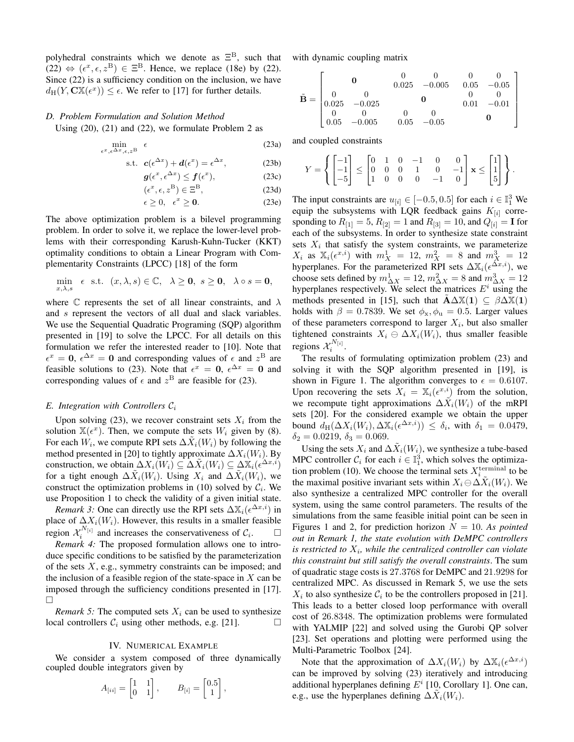polyhedral constraints which we denote as $\Xi^{\mathrm{B}}$, such that (22) $\Leftrightarrow$ $(\epsilon^x, \epsilon, z^{\mathrm{B}}) \in \Xi^{\mathrm{B}}$. Hence, we replace (18e) by (22). Since (22) is a sufficiency condition on the inclusion, we have $d_{\mathrm{H}}(Y, \mathbf{C}\mathbb{X}(\epsilon^x)) \le \epsilon$. We refer to [17] for further details.

### D. Problem Formulation and Solution Method

Using (20), (21) and (22), we formulate Problem 2 as

$$
\begin{aligned}
\min_{\epsilon^x, \epsilon^{\Delta x}, \epsilon, z^{\mathrm{B}}} \quad & \epsilon && \text{(23a)}\\
\text{s.t.} \quad & \boldsymbol{c}(\epsilon^{\Delta x}) + \boldsymbol{d}(\epsilon^x) = \epsilon^{\Delta x}, && \text{(23b)}\\
& \boldsymbol{g}(\epsilon^x, \epsilon^{\Delta x}) \le \boldsymbol{f}(\epsilon^x), && \text{(23c)}\\
& (\epsilon^x, \epsilon, z^{\mathrm{B}}) \in \Xi^{\mathrm{B}}, && \text{(23d)}\\
& \epsilon \ge 0, \quad \epsilon^x \ge \mathbf{0}. && \text{(23e)}
\end{aligned}
$$

The above optimization problem is a bilevel programming problem. In order to solve it, we replace the lower-level problems with their corresponding Karush-Kuhn-Tucker (KKT) optimality conditions to obtain a Linear Program with Complementarity Constraints (LPCC) [18] of the form

$$
\min_{x, \lambda, s} \quad \epsilon \quad \text{s.t.} \quad (x, \lambda, s) \in \mathbb{C}, \quad \lambda \ge \mathbf{0}, \; s \ge \mathbf{0}, \quad \lambda \circ s = \mathbf{0},
$$

where $\mathbb{C}$ represents the set of all linear constraints, and $\lambda$ and $s$ represent the vectors of all dual and slack variables. We use the Sequential Quadratic Programing (SQP) algorithm presented in [19] to solve the LPCC. For all details on this formulation we refer the interested reader to [10]. Note that $\epsilon^x = \mathbf{0}$, $\epsilon^{\Delta x} = \mathbf{0}$ and corresponding values of $\epsilon$ and $z^{\mathrm{B}}$ are feasible solutions to (23). Note that $\epsilon^x = \mathbf{0}$, $\epsilon^{\Delta x} = \mathbf{0}$ and corresponding values of $\epsilon$ and $z^{\mathrm{B}}$ are feasible for (23).

### E. Integration with Controllers $\mathcal{C}_i$

Upon solving (23), we recover constraint sets $X_i$ from the solution $\mathbb{X}(\epsilon^x)$. Then, we compute the sets $W_i$ given by (8). For each $W_i$, we compute RPI sets $\Delta\tilde{X}_i(W_i)$ by following the method presented in [20] to tightly approximate $\Delta X_i(W_i)$. By construction, we obtain $\Delta X_i(W_i) \subseteq \Delta\tilde{X}_i(W_i) \subseteq \Delta\mathbb{X}_i(\epsilon^{\Delta x, i})$ for a tight enough $\Delta\tilde{X}_i(W_i)$. Using $X_i$ and $\Delta\tilde{X}_i(W_i)$, we construct the optimization problems in (10) solved by $\mathcal{C}_i$. We use Proposition 1 to check the validity of a given initial state.

*Remark 3:* One can directly use the RPI sets $\Delta\mathbb{X}_i(\epsilon^{\Delta x, i})$ in place of $\Delta X_i(W_i)$. However, this results in a smaller feasible region $\mathcal{X}_i^{N_{[i]}}$ and increases the conservativeness of $\mathcal{C}_i$. $\square$

*Remark 4:* The proposed formulation allows one to introduce specific conditions to be satisfied by the parameterization of the sets $X$, e.g., symmetry constraints can be imposed; and the inclusion of a feasible region of the state-space in $X$ can be imposed through the sufficiency conditions presented in [17]. $\square$

*Remark 5:* The computed sets $X_i$ can be used to synthesize local controllers $\mathcal{C}_i$ using other methods, e.g. [21]. $\square$

## IV. Numerical Example

We consider a system composed of three dynamically coupled double integrators given by

$$
A_{[ii]} = \begin{bmatrix} 1 & 1 \\ 0 & 1 \end{bmatrix}, \qquad B_{[i]} = \begin{bmatrix} 0.5 \\ 1 \end{bmatrix},
$$

with dynamic coupling matrix

$$
\tilde{\mathbf{B}} = \begin{bmatrix} \multicolumn{2}{c}{\mathbf{0}} & \begin{matrix} 0 \\ 0.025 \end{matrix} & \begin{matrix} 0 \\ -0.005 \end{matrix} & \begin{matrix} 0 \\ 0.05 \end{matrix} & \begin{matrix} 0 \\ -0.05 \end{matrix} \\ \begin{matrix} 0 \\ 0.025 \end{matrix} & \begin{matrix} 0 \\ -0.025 \end{matrix} & \multicolumn{2}{c}{\mathbf{0}} & \begin{matrix} 0 \\ 0.01 \end{matrix} & \begin{matrix} 0 \\ -0.01 \end{matrix} \\ \begin{matrix} 0 \\ 0.05 \end{matrix} & \begin{matrix} 0 \\ -0.005 \end{matrix} & \begin{matrix} 0 \\ 0.05 \end{matrix} & \begin{matrix} 0 \\ -0.05 \end{matrix} & \multicolumn{2}{c}{\mathbf{0}} \end{bmatrix}
$$

and coupled constraints

$$
Y = \left\{ \begin{bmatrix} -1 \\ -1 \\ -5 \end{bmatrix} \le \begin{bmatrix} 0 & 1 & 0 & -1 & 0 & 0 \\ 0 & 0 & 0 & 1 & 0 & -1 \\ 1 & 0 & 0 & 0 & -1 & 0 \end{bmatrix} \mathbf{x} \le \begin{bmatrix} 1 \\ 1 \\ 5 \end{bmatrix} \right\}.
$$

The input constraints are $u_{[i]} \in [-0.5, 0.5]$ for each $i \in \mathbb{I}_1^3$ We equip the subsystems with LQR feedback gains $K_{[i]}$ corresponding to $R_{[1]} = 5$, $R_{[2]} = 1$ and $R_{[3]} = 10$, and $Q_{[i]} = \mathbf{I}$ for each of the subsystems. In order to synthesize state constraint sets $X_i$ that satisfy the system constraints, we parameterize $X_i$ as $\mathbb{X}_i(\epsilon^{x,i})$ with $m_X^1 = 12$, $m_X^2 = 8$ and $m_X^3 = 12$ hyperplanes. For the parameterized RPI sets $\Delta\mathbb{X}_i(\epsilon^{\Delta x, i})$, we choose sets defined by $m_{\Delta X}^1 = 12$, $m_{\Delta X}^2 = 8$ and $m_{\Delta X}^3 = 12$ hyperplanes respectively. We select the matrices $E^i$ using the methods presented in [15], such that $\tilde{\mathbf{A}}\Delta\mathbb{X}(\mathbf{1}) \subseteq \beta\Delta\mathbb{X}(\mathbf{1})$ holds with $\beta = 0.7839$. We set $\phi_{\mathrm{x}}, \phi_{\mathrm{u}} = 0.5$. Larger values of these parameters correspond to larger $X_i$, but also smaller tightened constraints $X_i \ominus \Delta X_i(W_i)$, thus smaller feasible regions $\mathcal{X}_i^{N_{[i]}}$.

The results of formulating optimization problem (23) and solving it with the SQP algorithm presented in [19], is shown in Figure 1. The algorithm converges to $\epsilon = 0.6107$. Upon recovering the sets $X_i = \mathbb{X}_i(\epsilon^{x,i})$ from the solution, we recompute tight approximations $\Delta\tilde{X}_i(W_i)$ of the mRPI sets [20]. For the considered example we obtain the upper bound $d_{\mathrm{H}}(\Delta X_i(W_i), \Delta\mathbb{X}_i(\epsilon^{\Delta x, i})) \le \delta_i$, with $\delta_1 = 0.0479$, $\delta_2 = 0.0219$, $\delta_3 = 0.069$.

Using the sets $X_i$ and $\Delta\tilde{X}_i(W_i)$, we synthesize a tube-based MPC controller $\mathcal{C}_i$ for each $i \in \mathbb{I}_1^3$, which solves the optimization problem (10). We choose the terminal sets $X_i^{\text{terminal}}$ to be the maximal positive invariant sets within $X_i \ominus \Delta\tilde{X}_i(W_i)$. We also synthesize a centralized MPC controller for the overall system, using the same control parameters. The results of the simulations from the same feasible initial point can be seen in Figures 1 and 2, for prediction horizon $N = 10$. *As pointed out in Remark 1, the state evolution with DeMPC controllers is restricted to $X_i$, while the centralized controller can violate this constraint but still satisfy the overall constraints*. The sum of quadratic stage costs is 27.3768 for DeMPC and 21.9298 for centralized MPC. As discussed in Remark 5, we use the sets $X_i$ to also synthesize $\mathcal{C}_i$ to be the controllers proposed in [21]. This leads to a better closed loop performance with overall cost of 26.8348. The optimization problems were formulated with YALMIP [22] and solved using the Gurobi QP solver [23]. Set operations and plotting were performed using the Multi-Parametric Toolbox [24].

Note that the approximation of $\Delta X_i(W_i)$ by $\Delta\mathbb{X}_i(\epsilon^{\Delta x, i})$ can be improved by solving (23) iteratively and introducing additional hyperplanes defining $E^i$ [10, Corollary 1]. One can, e.g., use the hyperplanes defining $\Delta\tilde{X}_i(W_i)$.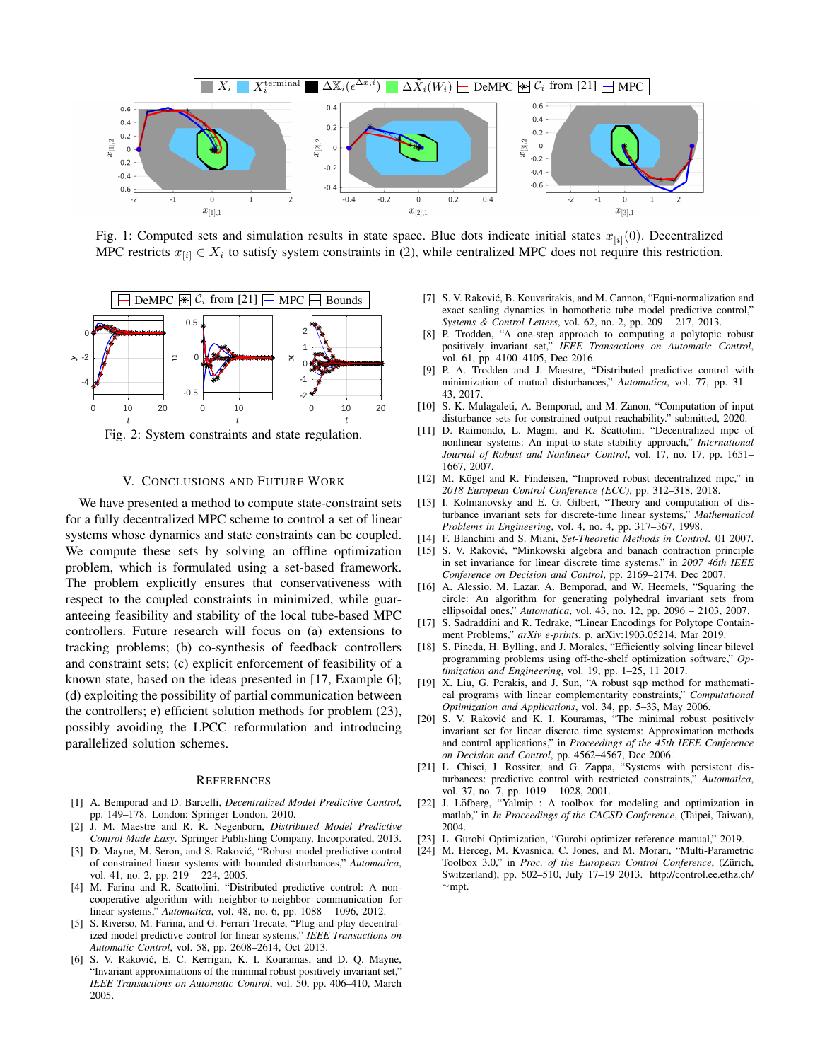$X_i$ $X_i^{\text{terminal}}$ $\Delta\mathbb{X}_i(\epsilon^{\Delta x,i})$ $\Delta\tilde{X}_i(W_i)$ DeMPC $\mathcal{C}_i$ from [21] MPC

0.6
0.4
0.2
0
-0.2
-0.4
-0.6
$x_{[1],2}$
-2 -1 0 1 2
$x_{[1],1}$

0.4
0.2
0
-0.2
-0.4
$x_{[2],2}$
-0.4 -0.2 0 0.2 0.4
$x_{[2],1}$

0.6
0.4
0.2
0
-0.2
-0.4
-0.6
$x_{[3],2}$
-2 -1 0 1 2
$x_{[3],1}$

Fig. 1: Computed sets and simulation results in state space. Blue dots indicate initial states $x_{[i]}(0)$. Decentralized MPC restricts $x_{[i]} \in X_i$ to satisfy system constraints in (2), while centralized MPC does not require this restriction.

DeMPC $\mathcal{C}_i$ from [21] MPC Bounds

y
0
-2
-4
0 10 20
$t$

u
0.5
0
-0.5
0 10
$t$

x
2
1
0
-1
-2
0 10 20
$t$

Fig. 2: System constraints and state regulation.

## V. Conclusions and Future Work

We have presented a method to compute state-constraint sets for a fully decentralized MPC scheme to control a set of linear systems whose dynamics and state constraints can be coupled. We compute these sets by solving an offline optimization problem, which is formulated using a set-based framework. The problem explicitly ensures that conservativeness with respect to the coupled constraints in minimized, while guaranteeing feasibility and stability of the local tube-based MPC controllers. Future research will focus on (a) extensions to tracking problems; (b) co-synthesis of feedback controllers and constraint sets; (c) explicit enforcement of feasibility of a known state, based on the ideas presented in [17, Example 6]; (d) exploiting the possibility of partial communication between the controllers; e) efficient solution methods for problem (23), possibly avoiding the LPCC reformulation and introducing parallelized solution schemes.

## References

[1] A. Bemporad and D. Barcelli, *Decentralized Model Predictive Control*, pp. 149–178. London: Springer London, 2010.

[2] J. M. Maestre and R. R. Negenborn, *Distributed Model Predictive Control Made Easy*. Springer Publishing Company, Incorporated, 2013.

[3] D. Mayne, M. Seron, and S. Raković, "Robust model predictive control of constrained linear systems with bounded disturbances," *Automatica*, vol. 41, no. 2, pp. 219 – 224, 2005.

[4] M. Farina and R. Scattolini, "Distributed predictive control: A non-cooperative algorithm with neighbor-to-neighbor communication for linear systems," *Automatica*, vol. 48, no. 6, pp. 1088 – 1096, 2012.

[5] S. Riverso, M. Farina, and G. Ferrari-Trecate, "Plug-and-play decentralized model predictive control for linear systems," *IEEE Transactions on Automatic Control*, vol. 58, pp. 2608–2614, Oct 2013.

[6] S. V. Raković, E. C. Kerrigan, K. I. Kouramas, and D. Q. Mayne, "Invariant approximations of the minimal robust positively invariant set," *IEEE Transactions on Automatic Control*, vol. 50, pp. 406–410, March 2005.

[7] S. V. Raković, B. Kouvaritakis, and M. Cannon, "Equi-normalization and exact scaling dynamics in homothetic tube model predictive control," *Systems & Control Letters*, vol. 62, no. 2, pp. 209 – 217, 2013.

[8] P. Trodden, "A one-step approach to computing a polytopic robust positively invariant set," *IEEE Transactions on Automatic Control*, vol. 61, pp. 4100–4105, Dec 2016.

[9] P. A. Trodden and J. Maestre, "Distributed predictive control with minimization of mutual disturbances," *Automatica*, vol. 77, pp. 31 – 43, 2017.

[10] S. K. Mulagaleti, A. Bemporad, and M. Zanon, "Computation of input disturbance sets for constrained output reachability." submitted, 2020.

[11] D. Raimondo, L. Magni, and R. Scattolini, "Decentralized mpc of nonlinear systems: An input-to-state stability approach," *International Journal of Robust and Nonlinear Control*, vol. 17, no. 17, pp. 1651–1667, 2007.

[12] M. Kögel and R. Findeisen, "Improved robust decentralized mpc," in *2018 European Control Conference (ECC)*, pp. 312–318, 2018.

[13] I. Kolmanovsky and E. G. Gilbert, "Theory and computation of disturbance invariant sets for discrete-time linear systems," *Mathematical Problems in Engineering*, vol. 4, no. 4, pp. 317–367, 1998.

[14] F. Blanchini and S. Miani, *Set-Theoretic Methods in Control*. 01 2007.

[15] S. V. Raković, "Minkowski algebra and banach contraction principle in set invariance for linear discrete time systems," in *2007 46th IEEE Conference on Decision and Control*, pp. 2169–2174, Dec 2007.

[16] A. Alessio, M. Lazar, A. Bemporad, and W. Heemels, "Squaring the circle: An algorithm for generating polyhedral invariant sets from ellipsoidal ones," *Automatica*, vol. 43, no. 12, pp. 2096 – 2103, 2007.

[17] S. Sadraddini and R. Tedrake, "Linear Encodings for Polytope Containment Problems," *arXiv e-prints*, p. arXiv:1903.05214, Mar 2019.

[18] S. Pineda, H. Bylling, and J. Morales, "Efficiently solving linear bilevel programming problems using off-the-shelf optimization software," *Optimization and Engineering*, vol. 19, pp. 1–25, 11 2017.

[19] X. Liu, G. Perakis, and J. Sun, "A robust sqp method for mathematical programs with linear complementarity constraints," *Computational Optimization and Applications*, vol. 34, pp. 5–33, May 2006.

[20] S. V. Raković and K. I. Kouramas, "The minimal robust positively invariant set for linear discrete time systems: Approximation methods and control applications," in *Proceedings of the 45th IEEE Conference on Decision and Control*, pp. 4562–4567, Dec 2006.

[21] L. Chisci, J. Rossiter, and G. Zappa, "Systems with persistent disturbances: predictive control with restricted constraints," *Automatica*, vol. 37, no. 7, pp. 1019 – 1028, 2001.

[22] J. Löfberg, "Yalmip : A toolbox for modeling and optimization in matlab," in *In Proceedings of the CACSD Conference*, (Taipei, Taiwan), 2004.

[23] L. Gurobi Optimization, "Gurobi optimizer reference manual," 2019.

[24] M. Herceg, M. Kvasnica, C. Jones, and M. Morari, "Multi-Parametric Toolbox 3.0," in *Proc. of the European Control Conference*, (Zürich, Switzerland), pp. 502–510, July 17–19 2013. http://control.ee.ethz.ch/~mpt.